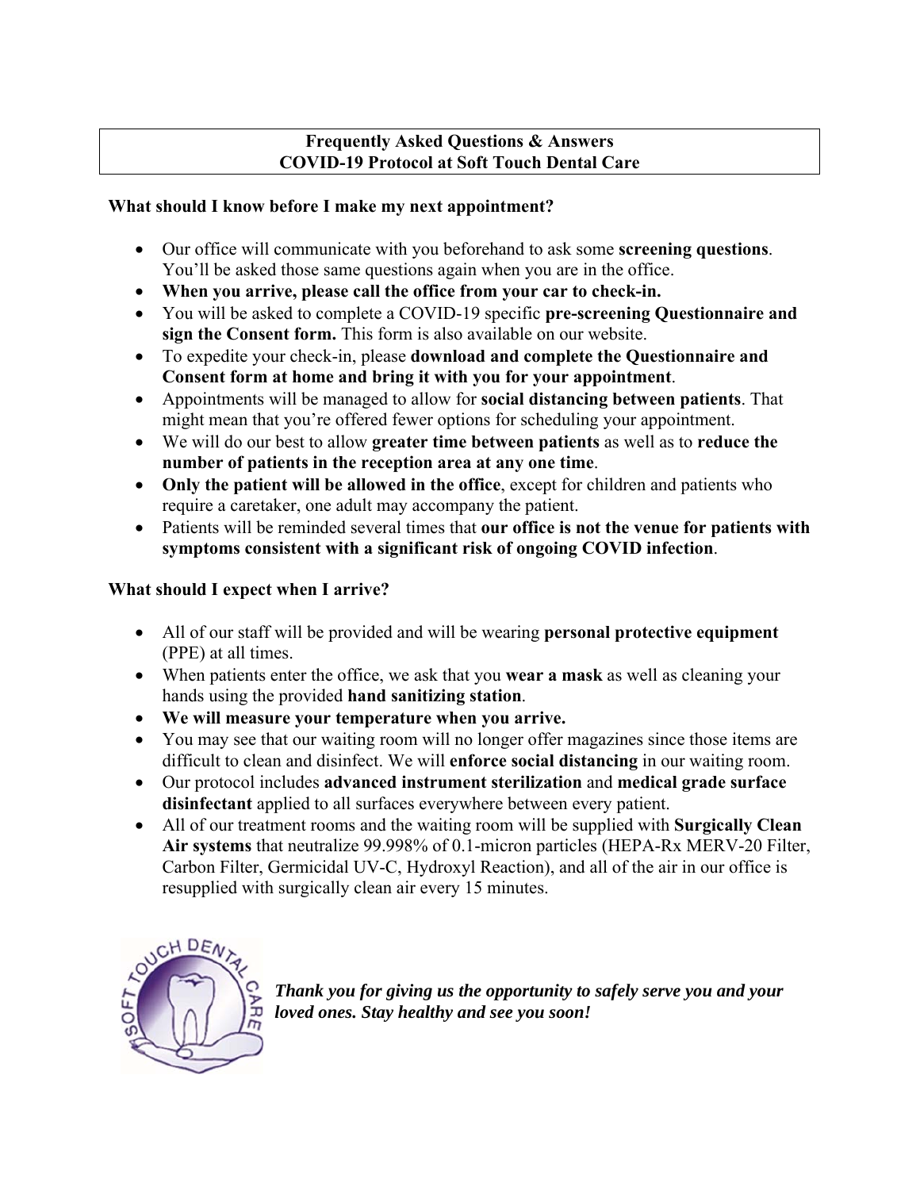# Frequently Asked Questions & Answers
# COVID-19 Protocol at Soft Touch Dental Care

## What should I know before I make my next appointment?

- Our office will communicate with you beforehand to ask some **screening questions**. You'll be asked those same questions again when you are in the office.
- **When you arrive, please call the office from your car to check-in.**
- You will be asked to complete a COVID-19 specific **pre-screening Questionnaire and sign the Consent form.** This form is also available on our website.
- To expedite your check-in, please **download and complete the Questionnaire and Consent form at home and bring it with you for your appointment**.
- Appointments will be managed to allow for **social distancing between patients**. That might mean that you're offered fewer options for scheduling your appointment.
- We will do our best to allow **greater time between patients** as well as to **reduce the number of patients in the reception area at any one time**.
- **Only the patient will be allowed in the office**, except for children and patients who require a caretaker, one adult may accompany the patient.
- Patients will be reminded several times that **our office is not the venue for patients with symptoms consistent with a significant risk of ongoing COVID infection**.

## What should I expect when I arrive?

- All of our staff will be provided and will be wearing **personal protective equipment** (PPE) at all times.
- When patients enter the office, we ask that you **wear a mask** as well as cleaning your hands using the provided **hand sanitizing station**.
- **We will measure your temperature when you arrive.**
- You may see that our waiting room will no longer offer magazines since those items are difficult to clean and disinfect. We will **enforce social distancing** in our waiting room.
- Our protocol includes **advanced instrument sterilization** and **medical grade surface disinfectant** applied to all surfaces everywhere between every patient.
- All of our treatment rooms and the waiting room will be supplied with **Surgically Clean Air systems** that neutralize 99.998% of 0.1-micron particles (HEPA-Rx MERV-20 Filter, Carbon Filter, Germicidal UV-C, Hydroxyl Reaction), and all of the air in our office is resupplied with surgically clean air every 15 minutes.

***Thank you for giving us the opportunity to safely serve you and your loved ones. Stay healthy and see you soon!***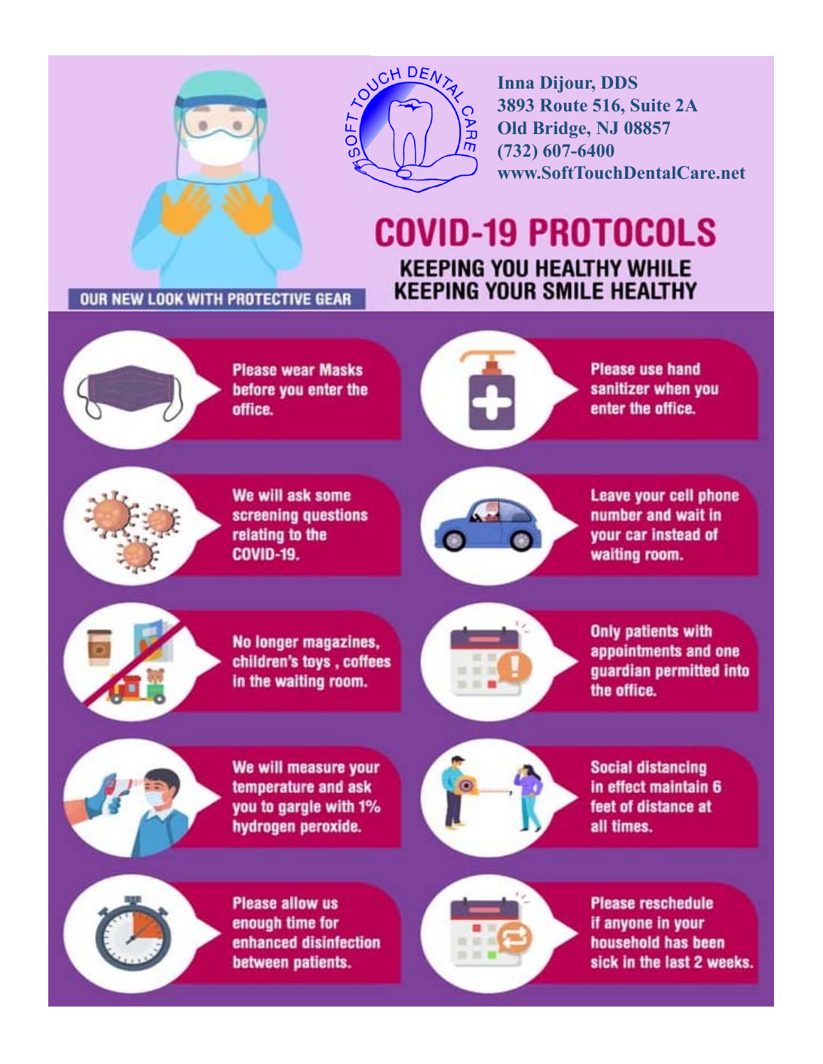OUR NEW LOOK WITH PROTECTIVE GEAR

SOFT TOUCH DENTAL CARE

**Inna Dijour, DDS**
**3893 Route 516, Suite 2A**
**Old Bridge, NJ 08857**
**(732) 607-6400**
**www.SoftTouchDentalCare.net**

# COVID-19 PROTOCOLS

## KEEPING YOU HEALTHY WHILE KEEPING YOUR SMILE HEALTHY

- Please wear Masks before you enter the office.
- Please use hand sanitizer when you enter the office.
- We will ask some screening questions relating to the COVID-19.
- Leave your cell phone number and wait in your car instead of waiting room.
- No longer magazines, children's toys , coffees in the waiting room.
- Only patients with appointments and one guardian permitted into the office.
- We will measure your temperature and ask you to gargle with 1% hydrogen peroxide.
- Social distancing in effect maintain 6 feet of distance at all times.
- Please allow us enough time for enhanced disinfection between patients.
- Please reschedule if anyone in your household has been sick in the last 2 weeks.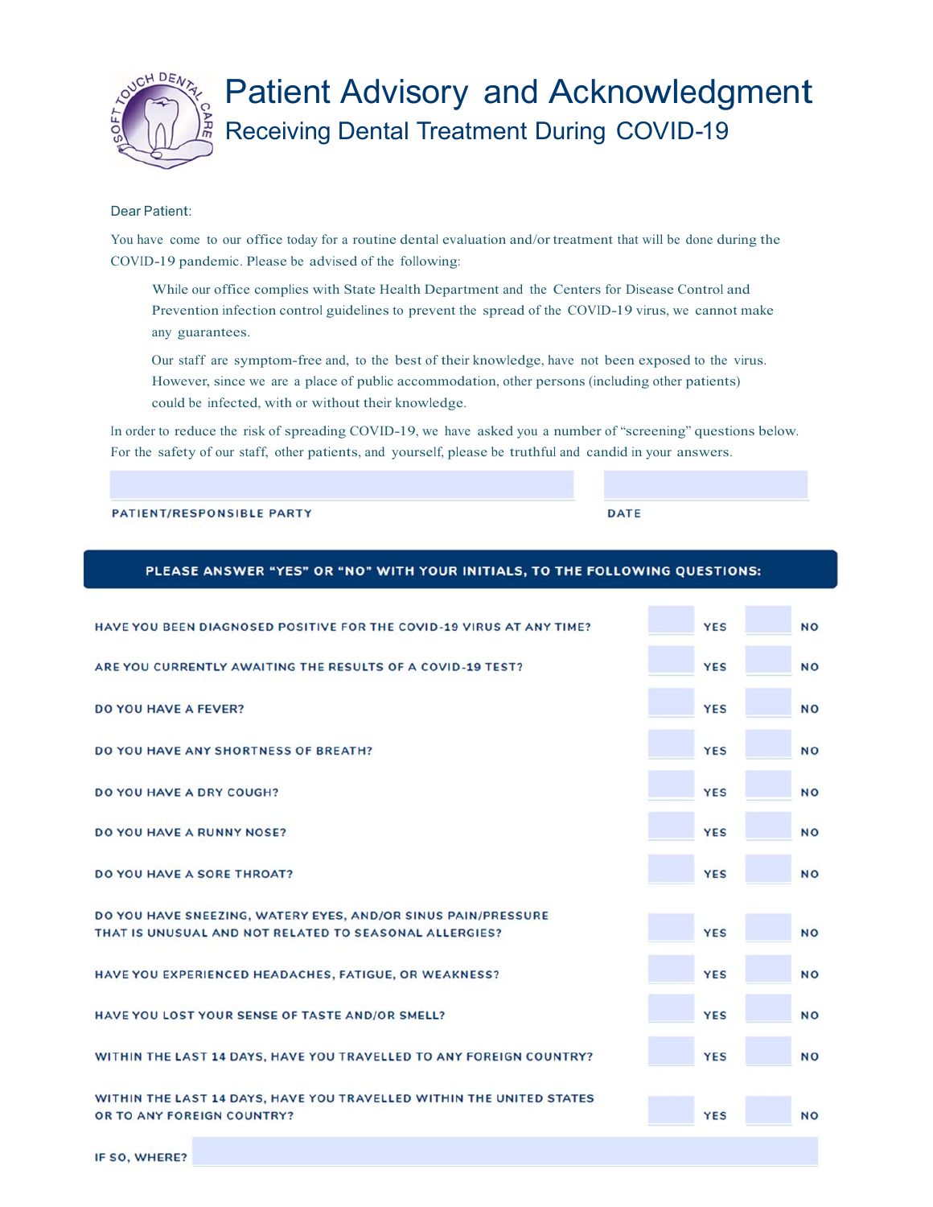# Patient Advisory and Acknowledgment

## Receiving Dental Treatment During COVID-19

Dear Patient:

You have come to our office today for a routine dental evaluation and/or treatment that will be done during the COVID-19 pandemic. Please be advised of the following:

> While our office complies with State Health Department and the Centers for Disease Control and Prevention infection control guidelines to prevent the spread of the COVID-19 virus, we cannot make any guarantees.
>
> Our staff are symptom-free and, to the best of their knowledge, have not been exposed to the virus. However, since we are a place of public accommodation, other persons (including other patients) could be infected, with or without their knowledge.

In order to reduce the risk of spreading COVID-19, we have asked you a number of "screening" questions below. For the safety of our staff, other patients, and yourself, please be truthful and candid in your answers.

PATIENT/RESPONSIBLE PARTY ______________________ DATE ____________

**PLEASE ANSWER "YES" OR "NO" WITH YOUR INITIALS, TO THE FOLLOWING QUESTIONS:**

| Question | | YES | | NO |
|---|---|---|---|---|
| HAVE YOU BEEN DIAGNOSED POSITIVE FOR THE COVID-19 VIRUS AT ANY TIME? | | YES | | NO |
| ARE YOU CURRENTLY AWAITING THE RESULTS OF A COVID-19 TEST? | | YES | | NO |
| DO YOU HAVE A FEVER? | | YES | | NO |
| DO YOU HAVE ANY SHORTNESS OF BREATH? | | YES | | NO |
| DO YOU HAVE A DRY COUGH? | | YES | | NO |
| DO YOU HAVE A RUNNY NOSE? | | YES | | NO |
| DO YOU HAVE A SORE THROAT? | | YES | | NO |
| DO YOU HAVE SNEEZING, WATERY EYES, AND/OR SINUS PAIN/PRESSURE THAT IS UNUSUAL AND NOT RELATED TO SEASONAL ALLERGIES? | | YES | | NO |
| HAVE YOU EXPERIENCED HEADACHES, FATIGUE, OR WEAKNESS? | | YES | | NO |
| HAVE YOU LOST YOUR SENSE OF TASTE AND/OR SMELL? | | YES | | NO |
| WITHIN THE LAST 14 DAYS, HAVE YOU TRAVELLED TO ANY FOREIGN COUNTRY? | | YES | | NO |
| WITHIN THE LAST 14 DAYS, HAVE YOU TRAVELLED WITHIN THE UNITED STATES OR TO ANY FOREIGN COUNTRY? | | YES | | NO |

IF SO, WHERE? ______________________